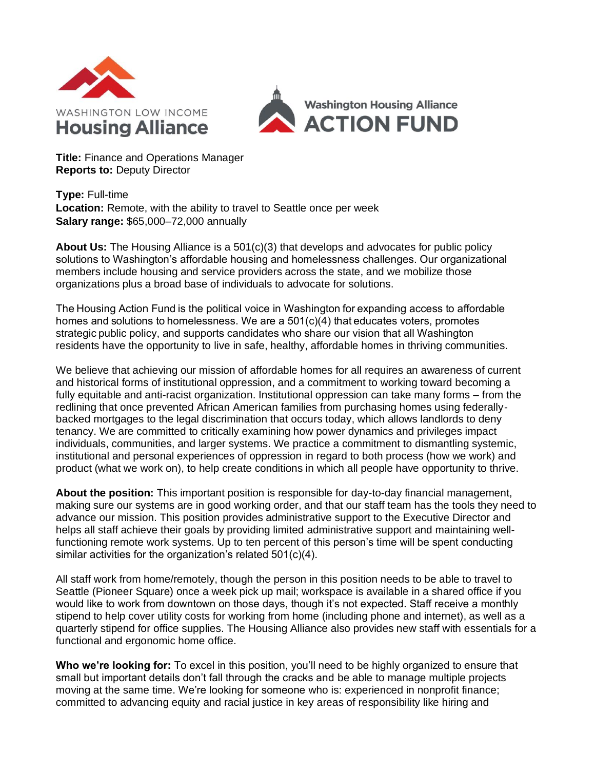WASHINGTON LOW INCOME
**Housing Alliance**

Washington Housing Alliance
**ACTION FUND**

**Title:** Finance and Operations Manager
**Reports to:** Deputy Director

**Type:** Full-time
**Location:** Remote, with the ability to travel to Seattle once per week
**Salary range:** $65,000–72,000 annually

**About Us:** The Housing Alliance is a 501(c)(3) that develops and advocates for public policy solutions to Washington's affordable housing and homelessness challenges. Our organizational members include housing and service providers across the state, and we mobilize those organizations plus a broad base of individuals to advocate for solutions.

The Housing Action Fund is the political voice in Washington for expanding access to affordable homes and solutions to homelessness. We are a 501(c)(4) that educates voters, promotes strategic public policy, and supports candidates who share our vision that all Washington residents have the opportunity to live in safe, healthy, affordable homes in thriving communities.

We believe that achieving our mission of affordable homes for all requires an awareness of current and historical forms of institutional oppression, and a commitment to working toward becoming a fully equitable and anti-racist organization. Institutional oppression can take many forms – from the redlining that once prevented African American families from purchasing homes using federally-backed mortgages to the legal discrimination that occurs today, which allows landlords to deny tenancy. We are committed to critically examining how power dynamics and privileges impact individuals, communities, and larger systems. We practice a commitment to dismantling systemic, institutional and personal experiences of oppression in regard to both process (how we work) and product (what we work on), to help create conditions in which all people have opportunity to thrive.

**About the position:** This important position is responsible for day-to-day financial management, making sure our systems are in good working order, and that our staff team has the tools they need to advance our mission. This position provides administrative support to the Executive Director and helps all staff achieve their goals by providing limited administrative support and maintaining well-functioning remote work systems. Up to ten percent of this person's time will be spent conducting similar activities for the organization's related 501(c)(4).

All staff work from home/remotely, though the person in this position needs to be able to travel to Seattle (Pioneer Square) once a week pick up mail; workspace is available in a shared office if you would like to work from downtown on those days, though it's not expected. Staff receive a monthly stipend to help cover utility costs for working from home (including phone and internet), as well as a quarterly stipend for office supplies. The Housing Alliance also provides new staff with essentials for a functional and ergonomic home office.

**Who we're looking for:** To excel in this position, you'll need to be highly organized to ensure that small but important details don't fall through the cracks and be able to manage multiple projects moving at the same time. We're looking for someone who is: experienced in nonprofit finance; committed to advancing equity and racial justice in key areas of responsibility like hiring and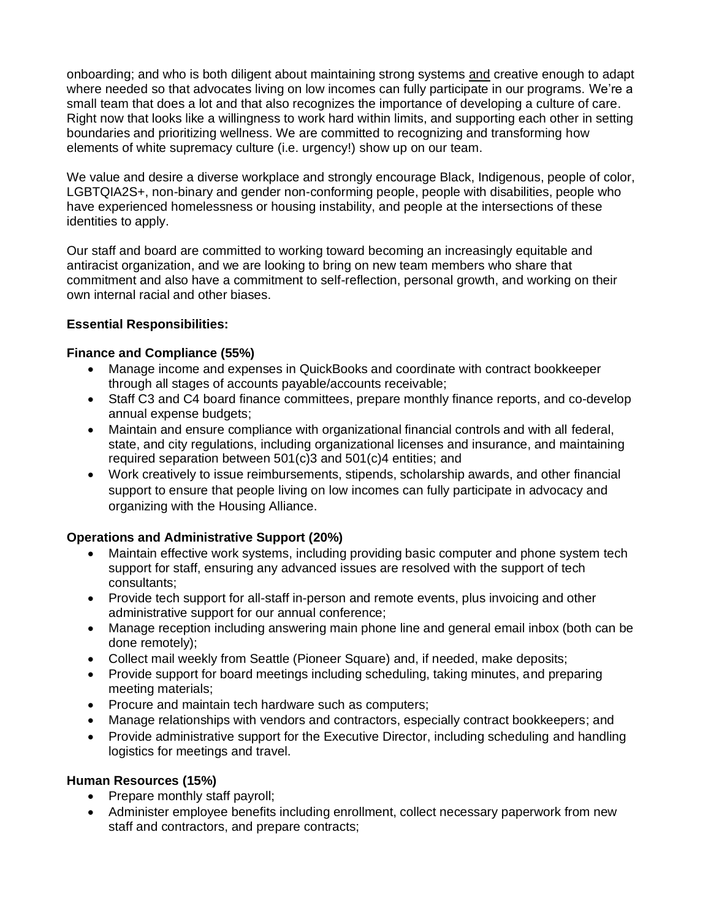onboarding; and who is both diligent about maintaining strong systems <u>and</u> creative enough to adapt where needed so that advocates living on low incomes can fully participate in our programs. We're a small team that does a lot and that also recognizes the importance of developing a culture of care. Right now that looks like a willingness to work hard within limits, and supporting each other in setting boundaries and prioritizing wellness. We are committed to recognizing and transforming how elements of white supremacy culture (i.e. urgency!) show up on our team.

We value and desire a diverse workplace and strongly encourage Black, Indigenous, people of color, LGBTQIA2S+, non-binary and gender non-conforming people, people with disabilities, people who have experienced homelessness or housing instability, and people at the intersections of these identities to apply.

Our staff and board are committed to working toward becoming an increasingly equitable and antiracist organization, and we are looking to bring on new team members who share that commitment and also have a commitment to self-reflection, personal growth, and working on their own internal racial and other biases.

**Essential Responsibilities:**

**Finance and Compliance (55%)**

- Manage income and expenses in QuickBooks and coordinate with contract bookkeeper through all stages of accounts payable/accounts receivable;
- Staff C3 and C4 board finance committees, prepare monthly finance reports, and co-develop annual expense budgets;
- Maintain and ensure compliance with organizational financial controls and with all federal, state, and city regulations, including organizational licenses and insurance, and maintaining required separation between 501(c)3 and 501(c)4 entities; and
- Work creatively to issue reimbursements, stipends, scholarship awards, and other financial support to ensure that people living on low incomes can fully participate in advocacy and organizing with the Housing Alliance.

**Operations and Administrative Support (20%)**

- Maintain effective work systems, including providing basic computer and phone system tech support for staff, ensuring any advanced issues are resolved with the support of tech consultants;
- Provide tech support for all-staff in-person and remote events, plus invoicing and other administrative support for our annual conference;
- Manage reception including answering main phone line and general email inbox (both can be done remotely);
- Collect mail weekly from Seattle (Pioneer Square) and, if needed, make deposits;
- Provide support for board meetings including scheduling, taking minutes, and preparing meeting materials;
- Procure and maintain tech hardware such as computers;
- Manage relationships with vendors and contractors, especially contract bookkeepers; and
- Provide administrative support for the Executive Director, including scheduling and handling logistics for meetings and travel.

**Human Resources (15%)**

- Prepare monthly staff payroll;
- Administer employee benefits including enrollment, collect necessary paperwork from new staff and contractors, and prepare contracts;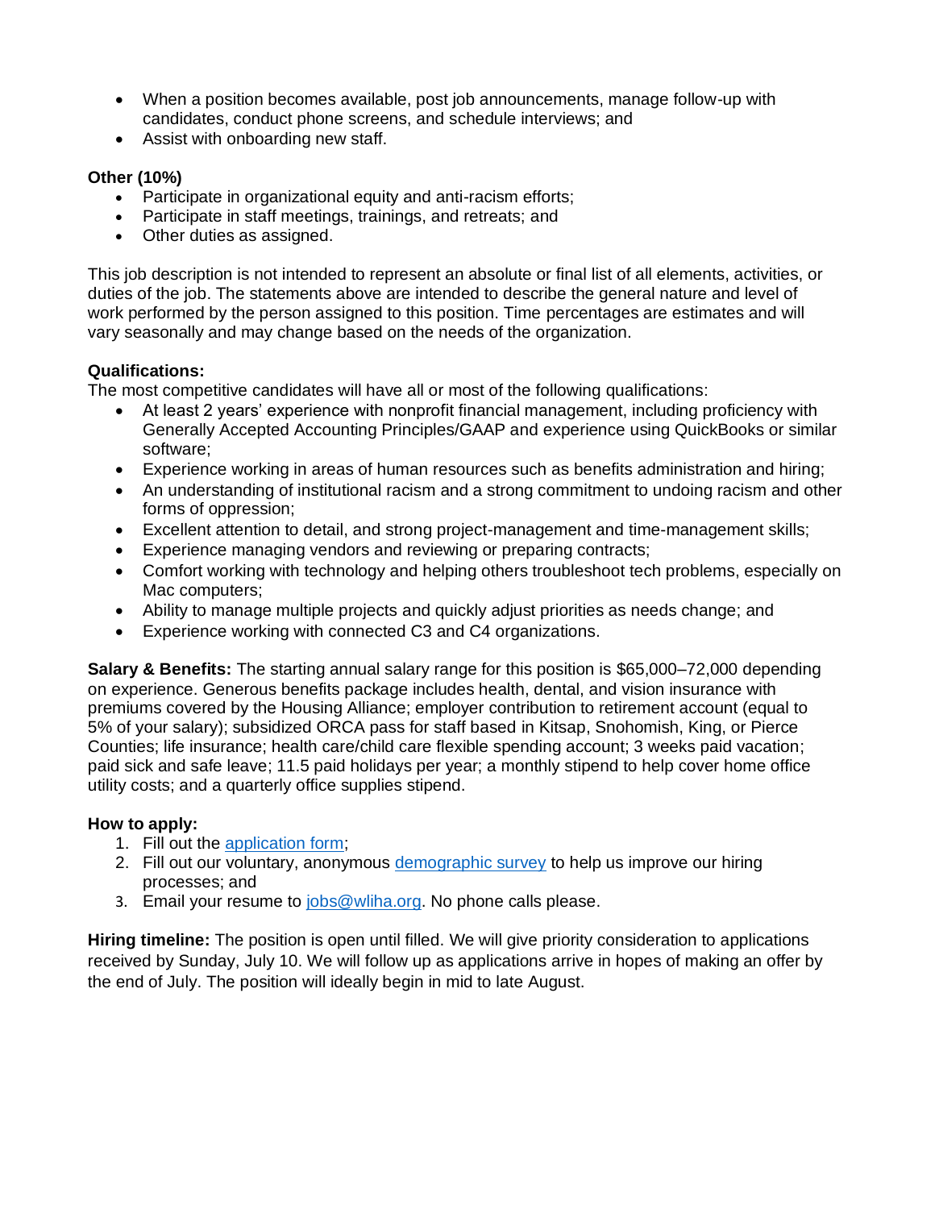- When a position becomes available, post job announcements, manage follow-up with candidates, conduct phone screens, and schedule interviews; and
- Assist with onboarding new staff.

**Other (10%)**

- Participate in organizational equity and anti-racism efforts;
- Participate in staff meetings, trainings, and retreats; and
- Other duties as assigned.

This job description is not intended to represent an absolute or final list of all elements, activities, or duties of the job. The statements above are intended to describe the general nature and level of work performed by the person assigned to this position. Time percentages are estimates and will vary seasonally and may change based on the needs of the organization.

**Qualifications:**

The most competitive candidates will have all or most of the following qualifications:

- At least 2 years' experience with nonprofit financial management, including proficiency with Generally Accepted Accounting Principles/GAAP and experience using QuickBooks or similar software;
- Experience working in areas of human resources such as benefits administration and hiring;
- An understanding of institutional racism and a strong commitment to undoing racism and other forms of oppression;
- Excellent attention to detail, and strong project-management and time-management skills;
- Experience managing vendors and reviewing or preparing contracts;
- Comfort working with technology and helping others troubleshoot tech problems, especially on Mac computers;
- Ability to manage multiple projects and quickly adjust priorities as needs change; and
- Experience working with connected C3 and C4 organizations.

**Salary & Benefits:** The starting annual salary range for this position is $65,000–72,000 depending on experience. Generous benefits package includes health, dental, and vision insurance with premiums covered by the Housing Alliance; employer contribution to retirement account (equal to 5% of your salary); subsidized ORCA pass for staff based in Kitsap, Snohomish, King, or Pierce Counties; life insurance; health care/child care flexible spending account; 3 weeks paid vacation; paid sick and safe leave; 11.5 paid holidays per year; a monthly stipend to help cover home office utility costs; and a quarterly office supplies stipend.

**How to apply:**

1. Fill out the application form;
2. Fill out our voluntary, anonymous demographic survey to help us improve our hiring processes; and
3. Email your resume to jobs@wliha.org. No phone calls please.

**Hiring timeline:** The position is open until filled. We will give priority consideration to applications received by Sunday, July 10. We will follow up as applications arrive in hopes of making an offer by the end of July. The position will ideally begin in mid to late August.